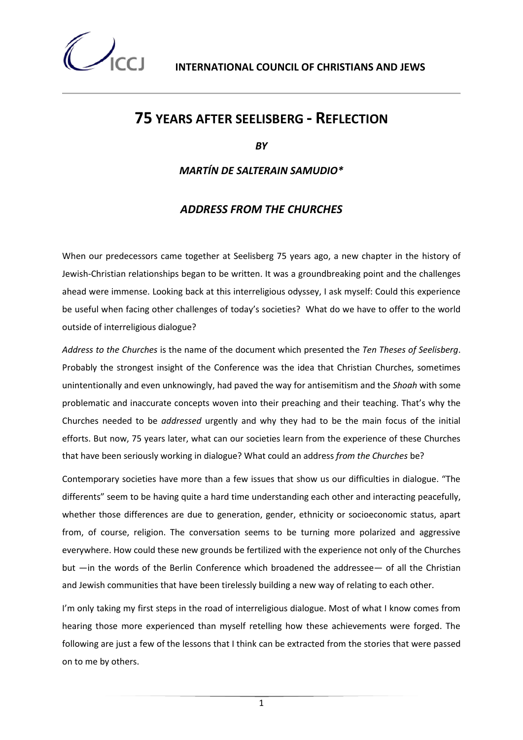INTERNATIONAL COUNCIL OF CHRISTIANS AND JEWS

# 75 YEARS AFTER SEELISBERG - REFLECTION

***BY***

***MARTÍN DE SALTERAIN SAMUDIO\****

## *ADDRESS FROM THE CHURCHES*

When our predecessors came together at Seelisberg 75 years ago, a new chapter in the history of Jewish-Christian relationships began to be written. It was a groundbreaking point and the challenges ahead were immense. Looking back at this interreligious odyssey, I ask myself: Could this experience be useful when facing other challenges of today's societies? What do we have to offer to the world outside of interreligious dialogue?

*Address to the Churches* is the name of the document which presented the *Ten Theses of Seelisberg*. Probably the strongest insight of the Conference was the idea that Christian Churches, sometimes unintentionally and even unknowingly, had paved the way for antisemitism and the *Shoah* with some problematic and inaccurate concepts woven into their preaching and their teaching. That's why the Churches needed to be *addressed* urgently and why they had to be the main focus of the initial efforts. But now, 75 years later, what can our societies learn from the experience of these Churches that have been seriously working in dialogue? What could an address *from the Churches* be?

Contemporary societies have more than a few issues that show us our difficulties in dialogue. "The differents" seem to be having quite a hard time understanding each other and interacting peacefully, whether those differences are due to generation, gender, ethnicity or socioeconomic status, apart from, of course, religion. The conversation seems to be turning more polarized and aggressive everywhere. How could these new grounds be fertilized with the experience not only of the Churches but —in the words of the Berlin Conference which broadened the addressee— of all the Christian and Jewish communities that have been tirelessly building a new way of relating to each other.

I'm only taking my first steps in the road of interreligious dialogue. Most of what I know comes from hearing those more experienced than myself retelling how these achievements were forged. The following are just a few of the lessons that I think can be extracted from the stories that were passed on to me by others.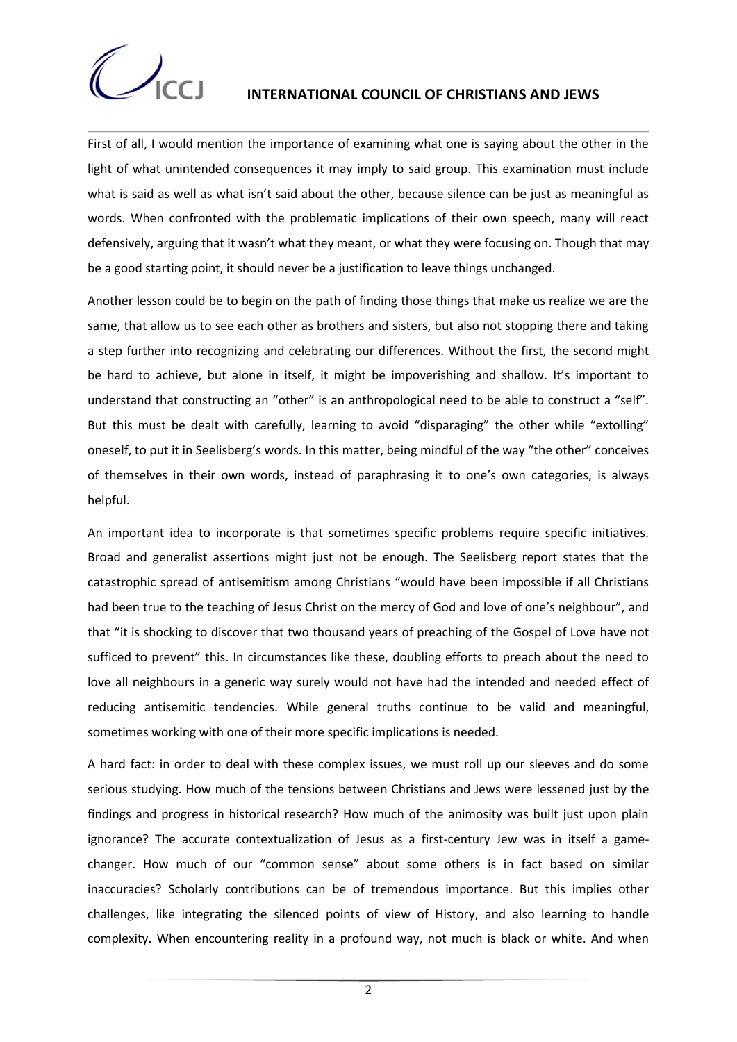First of all, I would mention the importance of examining what one is saying about the other in the light of what unintended consequences it may imply to said group. This examination must include what is said as well as what isn't said about the other, because silence can be just as meaningful as words. When confronted with the problematic implications of their own speech, many will react defensively, arguing that it wasn't what they meant, or what they were focusing on. Though that may be a good starting point, it should never be a justification to leave things unchanged.

Another lesson could be to begin on the path of finding those things that make us realize we are the same, that allow us to see each other as brothers and sisters, but also not stopping there and taking a step further into recognizing and celebrating our differences. Without the first, the second might be hard to achieve, but alone in itself, it might be impoverishing and shallow. It's important to understand that constructing an "other" is an anthropological need to be able to construct a "self". But this must be dealt with carefully, learning to avoid "disparaging" the other while "extolling" oneself, to put it in Seelisberg's words. In this matter, being mindful of the way "the other" conceives of themselves in their own words, instead of paraphrasing it to one's own categories, is always helpful.

An important idea to incorporate is that sometimes specific problems require specific initiatives. Broad and generalist assertions might just not be enough. The Seelisberg report states that the catastrophic spread of antisemitism among Christians "would have been impossible if all Christians had been true to the teaching of Jesus Christ on the mercy of God and love of one's neighbour", and that "it is shocking to discover that two thousand years of preaching of the Gospel of Love have not sufficed to prevent" this. In circumstances like these, doubling efforts to preach about the need to love all neighbours in a generic way surely would not have had the intended and needed effect of reducing antisemitic tendencies. While general truths continue to be valid and meaningful, sometimes working with one of their more specific implications is needed.

A hard fact: in order to deal with these complex issues, we must roll up our sleeves and do some serious studying. How much of the tensions between Christians and Jews were lessened just by the findings and progress in historical research? How much of the animosity was built just upon plain ignorance? The accurate contextualization of Jesus as a first-century Jew was in itself a game-changer. How much of our "common sense" about some others is in fact based on similar inaccuracies? Scholarly contributions can be of tremendous importance. But this implies other challenges, like integrating the silenced points of view of History, and also learning to handle complexity. When encountering reality in a profound way, not much is black or white. And when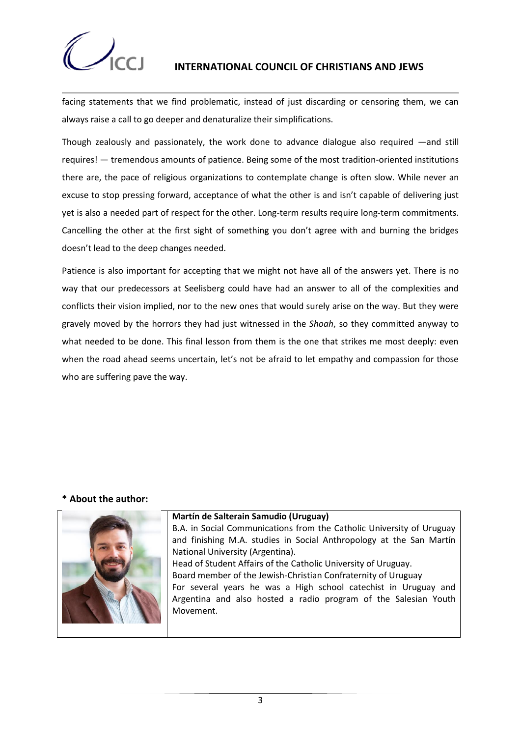facing statements that we find problematic, instead of just discarding or censoring them, we can always raise a call to go deeper and denaturalize their simplifications.

Though zealously and passionately, the work done to advance dialogue also required —and still requires! — tremendous amounts of patience. Being some of the most tradition-oriented institutions there are, the pace of religious organizations to contemplate change is often slow. While never an excuse to stop pressing forward, acceptance of what the other is and isn't capable of delivering just yet is also a needed part of respect for the other. Long-term results require long-term commitments. Cancelling the other at the first sight of something you don't agree with and burning the bridges doesn't lead to the deep changes needed.

Patience is also important for accepting that we might not have all of the answers yet. There is no way that our predecessors at Seelisberg could have had an answer to all of the complexities and conflicts their vision implied, nor to the new ones that would surely arise on the way. But they were gravely moved by the horrors they had just witnessed in the *Shoah*, so they committed anyway to what needed to be done. This final lesson from them is the one that strikes me most deeply: even when the road ahead seems uncertain, let's not be afraid to let empathy and compassion for those who are suffering pave the way.

**\* About the author:**

**Martín de Salterain Samudio (Uruguay)**
B.A. in Social Communications from the Catholic University of Uruguay and finishing M.A. studies in Social Anthropology at the San Martín National University (Argentina).
Head of Student Affairs of the Catholic University of Uruguay.
Board member of the Jewish-Christian Confraternity of Uruguay
For several years he was a High school catechist in Uruguay and Argentina and also hosted a radio program of the Salesian Youth Movement.